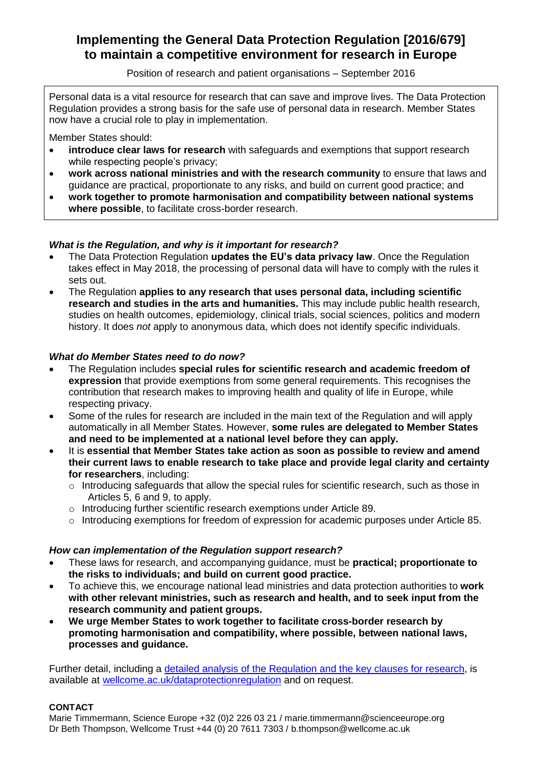# Implementing the General Data Protection Regulation [2016/679] to maintain a competitive environment for research in Europe

Position of research and patient organisations – September 2016

Personal data is a vital resource for research that can save and improve lives. The Data Protection Regulation provides a strong basis for the safe use of personal data in research. Member States now have a crucial role to play in implementation.

Member States should:

- **introduce clear laws for research** with safeguards and exemptions that support research while respecting people's privacy;
- **work across national ministries and with the research community** to ensure that laws and guidance are practical, proportionate to any risks, and build on current good practice; and
- **work together to promote harmonisation and compatibility between national systems where possible**, to facilitate cross-border research.

### *What is the Regulation, and why is it important for research?*

- The Data Protection Regulation **updates the EU's data privacy law**. Once the Regulation takes effect in May 2018, the processing of personal data will have to comply with the rules it sets out.
- The Regulation **applies to any research that uses personal data, including scientific research and studies in the arts and humanities.** This may include public health research, studies on health outcomes, epidemiology, clinical trials, social sciences, politics and modern history. It does *not* apply to anonymous data, which does not identify specific individuals.

### *What do Member States need to do now?*

- The Regulation includes **special rules for scientific research and academic freedom of expression** that provide exemptions from some general requirements. This recognises the contribution that research makes to improving health and quality of life in Europe, while respecting privacy.
- Some of the rules for research are included in the main text of the Regulation and will apply automatically in all Member States. However, **some rules are delegated to Member States and need to be implemented at a national level before they can apply.**
- It is **essential that Member States take action as soon as possible to review and amend their current laws to enable research to take place and provide legal clarity and certainty for researchers**, including:
  - Introducing safeguards that allow the special rules for scientific research, such as those in Articles 5, 6 and 9, to apply.
  - Introducing further scientific research exemptions under Article 89.
  - Introducing exemptions for freedom of expression for academic purposes under Article 85.

### *How can implementation of the Regulation support research?*

- These laws for research, and accompanying guidance, must be **practical; proportionate to the risks to individuals; and build on current good practice.**
- To achieve this, we encourage national lead ministries and data protection authorities to **work with other relevant ministries, such as research and health, and to seek input from the research community and patient groups.**
- **We urge Member States to work together to facilitate cross-border research by promoting harmonisation and compatibility, where possible, between national laws, processes and guidance.**

Further detail, including a detailed analysis of the Regulation and the key clauses for research, is available at wellcome.ac.uk/dataprotectionregulation and on request.

**CONTACT**

Marie Timmermann, Science Europe +32 (0)2 226 03 21 / marie.timmermann@scienceeurope.org
Dr Beth Thompson, Wellcome Trust +44 (0) 20 7611 7303 / b.thompson@wellcome.ac.uk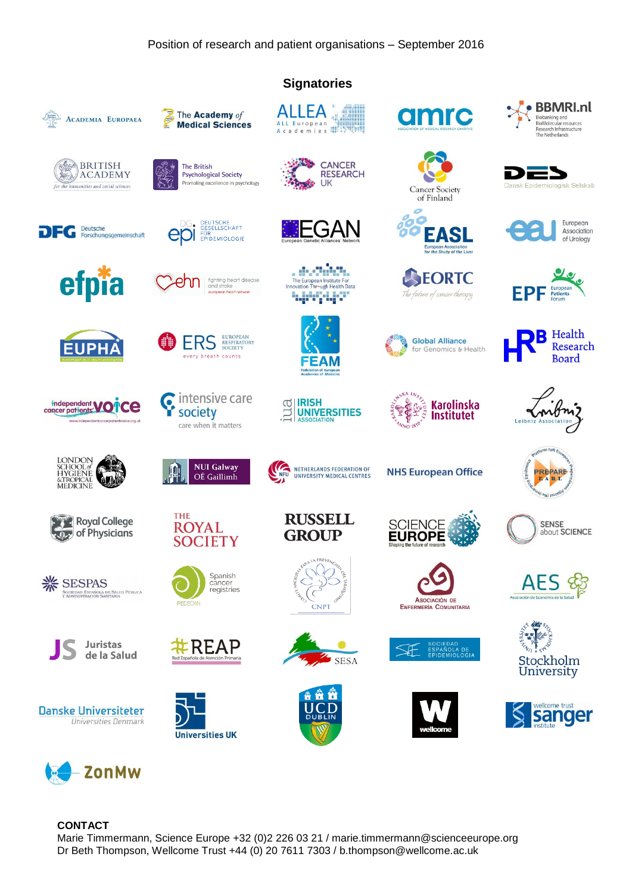Position of research and patient organisations – September 2016

## Signatories

Academia Europaea
The Academy of Medical Sciences
ALLEA – ALL European Academies
amrc – Association of Medical Research Charities
BBMRI.nl – Biobanking and BioMolecular resources Research Infrastructure The Netherlands

British Academy – for the humanities and social sciences
The British Psychological Society – Promoting excellence in psychology
Cancer Research UK
Cancer Society of Finland
DES – Dansk Epidemiologisk Selskab

DFG – Deutsche Forschungsgemeinschaft
DGepi – Deutsche Gesellschaft für Epidemiologie
EGAN – European Genetic Alliances' Network
EASL – European Association for the Study of the Liver
eau – European Association of Urology

efpia
ehn – fighting heart disease and stroke – european heart network
The European Institute For Innovation Through Health Data
EORTC – The future of cancer therapy
EPF – European Patients Forum

EUPHA – European Public Health Association
ERS – European Respiratory Society – every breath counts
FEAM – Federation of European Academies of Medicine
Global Alliance for Genomics & Health
HRB – Health Research Board

independent cancer patients' voice
intensive care society – care when it matters
iua – Irish Universities Association
Karolinska Institutet
Leibniz Association

London School of Hygiene & Tropical Medicine
NUI Galway – OÉ Gaillimh
NFU – Netherlands Federation of University Medical Centres
NHS European Office
PREPARE – Platform for European Preparedness Against (Re-)emerging Epidemics

Royal College of Physicians
The Royal Society
Russell Group
Science Europe – Shaping the future of research
Sense about Science

SESPAS – Sociedad Española de Salud Pública y Administración Sanitaria
Spanish cancer registries – REDECAN
CNPT – Comité Nacional para la Prevención del Tabaquismo
Asociación de Enfermería Comunitaria
AES – Asociación de Economía de la Salud

JS – Juristas de la Salud
REAP – Red Española de Atención Primaria
SESA
Sociedad Española de Epidemiología
Stockholm University

Danske Universiteter – Universities Denmark
Universities UK
UCD Dublin
wellcome
wellcome trust sanger institute

ZonMw

**CONTACT**

Marie Timmermann, Science Europe +32 (0)2 226 03 21 / marie.timmermann@scienceeurope.org
Dr Beth Thompson, Wellcome Trust +44 (0) 20 7611 7303 / b.thompson@wellcome.ac.uk